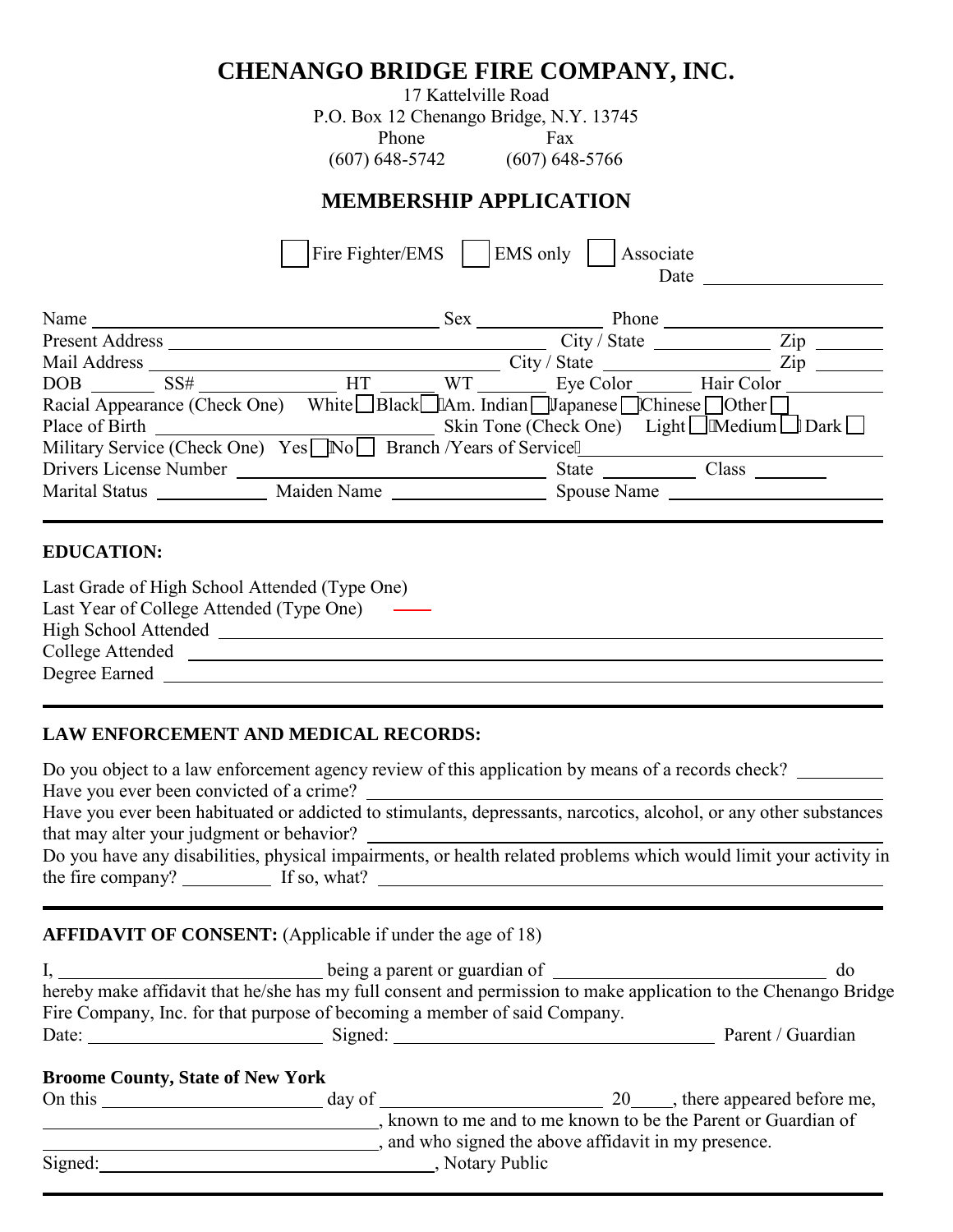# CHENANGO BRIDGE FIRE COMPANY, INC.

17 Kattelville Road
P.O. Box 12 Chenango Bridge, N.Y. 13745
Phone (607) 648-5742 Fax (607) 648-5766

## MEMBERSHIP APPLICATION

☐ Fire Fighter/EMS ☐ EMS only ☐ Associate

Date ____________________

Name ________________________________________ Sex ______________ Phone ________________________

Present Address ________________________________________ City / State ______________ Zip ________

Mail Address ________________________________________ City / State ________________ Zip ________

DOB ________ SS# ________________ HT ______ WT ________ Eye Color ______ Hair Color ____________

Racial Appearance (Check One) White ☐ Black ☐ Am. Indian ☐ Japanese ☐ Chinese ☐ Other ☐

Place of Birth ______________________________ Skin Tone (Check One) Light ☐ Medium ☐ Dark ☐

Military Service (Check One) Yes ☐ No ☐ Branch /Years of Service ________________________________

Drivers License Number ________________________________ State ___________ Class _________

Marital Status _____________ Maiden Name __________________ Spouse Name ________________________

---

### EDUCATION:

Last Grade of High School Attended (Type One)

Last Year of College Attended (Type One)

High School Attended ________________________________________________________________

College Attended ________________________________________________________________

Degree Earned ________________________________________________________________

---

### LAW ENFORCEMENT AND MEDICAL RECORDS:

Do you object to a law enforcement agency review of this application by means of a records check? __________

Have you ever been convicted of a crime? ________________________________________________________________

Have you ever been habituated or addicted to stimulants, depressants, narcotics, alcohol, or any other substances that may alter your judgment or behavior? ________________________________________________________________

Do you have any disabilities, physical impairments, or health related problems which would limit your activity in the fire company? __________ If so, what? ________________________________________________________________

---

### AFFIDAVIT OF CONSENT: (Applicable if under the age of 18)

I, ______________________________ being a parent or guardian of ______________________________ do hereby make affidavit that he/she has my full consent and permission to make application to the Chenango Bridge Fire Company, Inc. for that purpose of becoming a member of said Company.

Date: ____________________________ Signed: ____________________________________ Parent / Guardian

**Broome County, State of New York**

On this __________________________ day of __________________________ 20_____, there appeared before me, ______________________________________, known to me and to me known to be the Parent or Guardian of ______________________________________, and who signed the above affidavit in my presence.

Signed: ______________________________________, Notary Public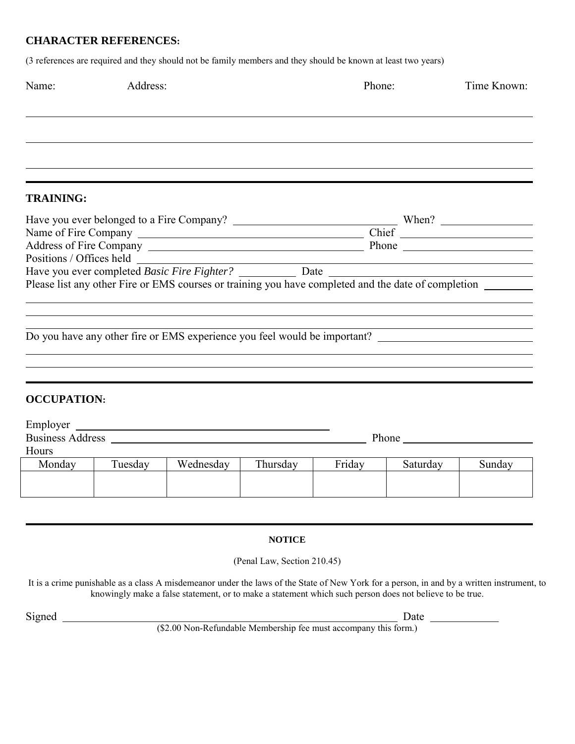## CHARACTER REFERENCES:

(3 references are required and they should not be family members and they should be known at least two years)

| Name: | Address: | Phone: | Time Known: |
|---|---|---|---|
| | | | |
| | | | |
| | | | |

---

## TRAINING:

Have you ever belonged to a Fire Company? ______________________ When? ____________

Name of Fire Company ______________________ Chief ____________

Address of Fire Company ______________________ Phone ____________

Positions / Offices held ______________________

Have you ever completed *Basic Fire Fighter?* __________ Date ______________________

Please list any other Fire or EMS courses or training you have completed and the date of completion ________

______________________

______________________

______________________

Do you have any other fire or EMS experience you feel would be important? ______________________

______________________

______________________

---

## OCCUPATION:

Employer ______________________

Business Address ______________________ Phone ____________

Hours

| Monday | Tuesday | Wednesday | Thursday | Friday | Saturday | Sunday |
|---|---|---|---|---|---|---|
| | | | | | | |

---

**NOTICE**

(Penal Law, Section 210.45)

It is a crime punishable as a class A misdemeanor under the laws of the State of New York for a person, in and by a written instrument, to knowingly make a false statement, or to make a statement which such person does not believe to be true.

Signed ______________________ Date ____________

($2.00 Non-Refundable Membership fee must accompany this form.)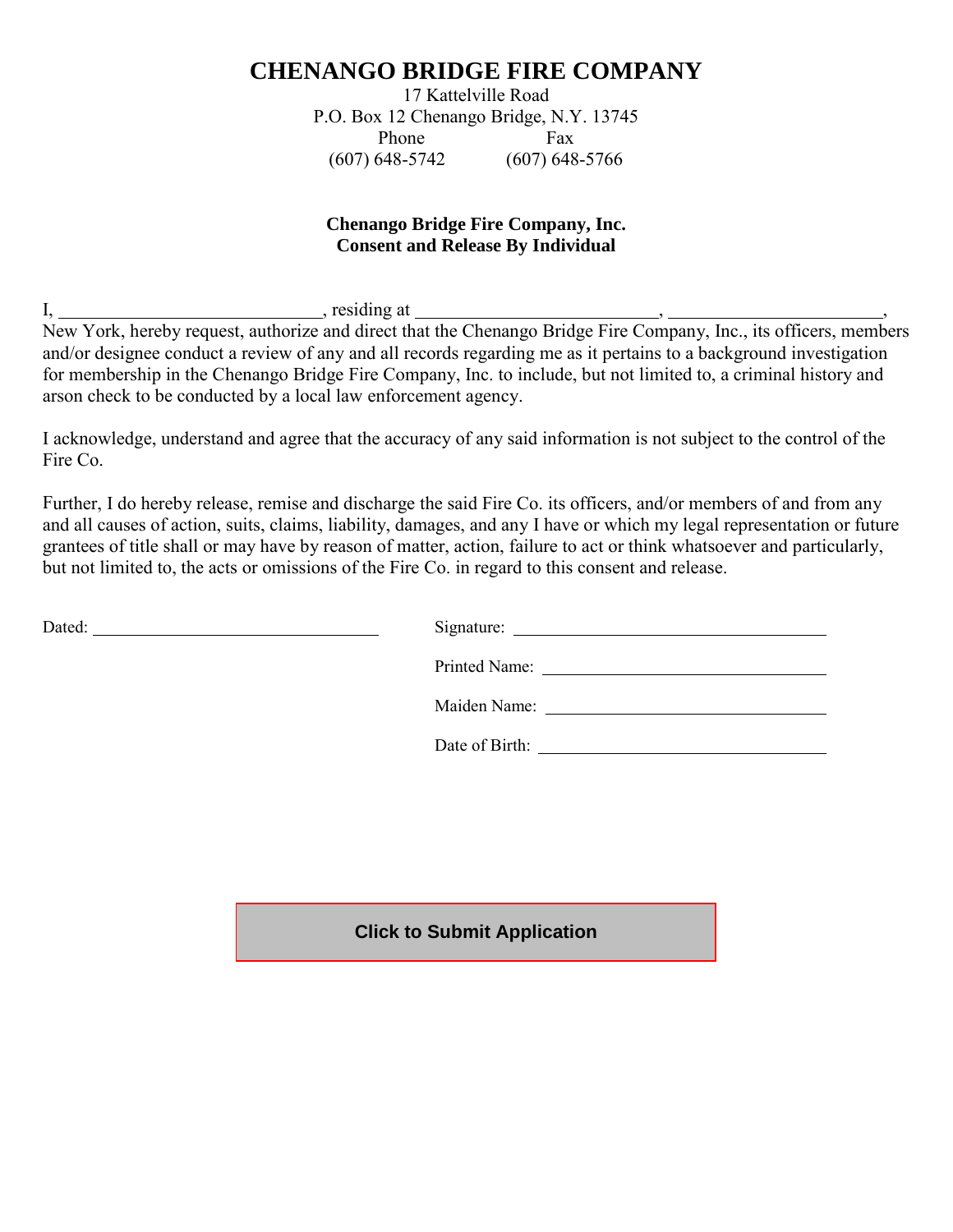# CHENANGO BRIDGE FIRE COMPANY

17 Kattelville Road
P.O. Box 12 Chenango Bridge, N.Y. 13745

| Phone | Fax |
|---|---|
| (607) 648-5742 | (607) 648-5766 |

**Chenango Bridge Fire Company, Inc.**
**Consent and Release By Individual**

I, ____________________________, residing at __________________________, ______________________, New York, hereby request, authorize and direct that the Chenango Bridge Fire Company, Inc., its officers, members and/or designee conduct a review of any and all records regarding me as it pertains to a background investigation for membership in the Chenango Bridge Fire Company, Inc. to include, but not limited to, a criminal history and arson check to be conducted by a local law enforcement agency.

I acknowledge, understand and agree that the accuracy of any said information is not subject to the control of the Fire Co.

Further, I do hereby release, remise and discharge the said Fire Co. its officers, and/or members of and from any and all causes of action, suits, claims, liability, damages, and any I have or which my legal representation or future grantees of title shall or may have by reason of matter, action, failure to act or think whatsoever and particularly, but not limited to, the acts or omissions of the Fire Co. in regard to this consent and release.

Dated: ______________________________

Signature: ______________________________

Printed Name: ______________________________

Maiden Name: ______________________________

Date of Birth: ______________________________

**Click to Submit Application**